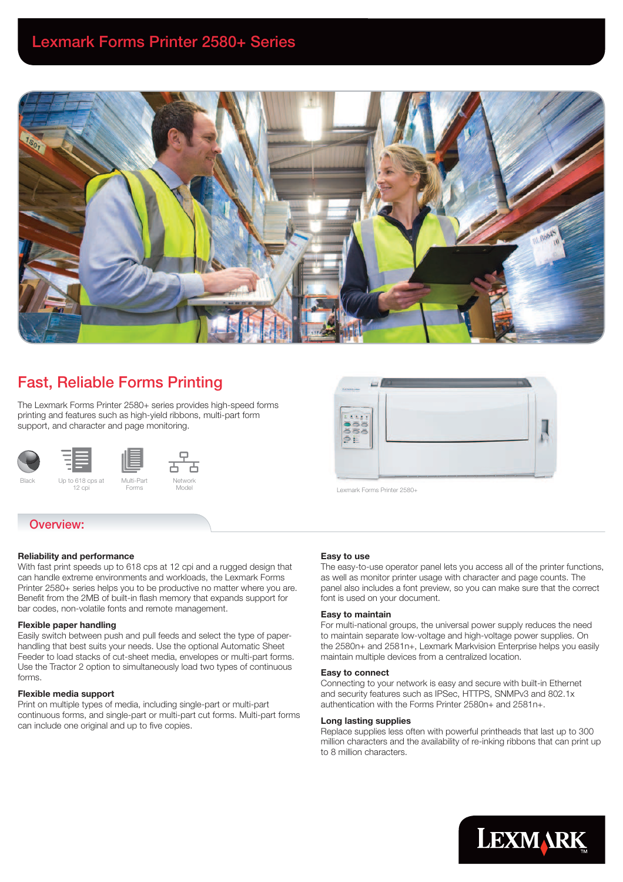# Lexmark Forms Printer 2580+ Series

## Fast, Reliable Forms Printing

The Lexmark Forms Printer 2580+ series provides high-speed forms printing and features such as high-yield ribbons, multi-part form support, and character and page monitoring.

Black | Up to 618 cps at 12 cpi | Multi-Part Forms | Network Model

Lexmark Forms Printer 2580+

## Overview:

**Reliability and performance**
With fast print speeds up to 618 cps at 12 cpi and a rugged design that can handle extreme environments and workloads, the Lexmark Forms Printer 2580+ series helps you to be productive no matter where you are. Benefit from the 2MB of built-in flash memory that expands support for bar codes, non-volatile fonts and remote management.

**Flexible paper handling**
Easily switch between push and pull feeds and select the type of paper-handling that best suits your needs. Use the optional Automatic Sheet Feeder to load stacks of cut-sheet media, envelopes or multi-part forms. Use the Tractor 2 option to simultaneously load two types of continuous forms.

**Flexible media support**
Print on multiple types of media, including single-part or multi-part continuous forms, and single-part or multi-part cut forms. Multi-part forms can include one original and up to five copies.

**Easy to use**
The easy-to-use operator panel lets you access all of the printer functions, as well as monitor printer usage with character and page counts. The panel also includes a font preview, so you can make sure that the correct font is used on your document.

**Easy to maintain**
For multi-national groups, the universal power supply reduces the need to maintain separate low-voltage and high-voltage power supplies. On the 2580n+ and 2581n+, Lexmark Markvision Enterprise helps you easily maintain multiple devices from a centralized location.

**Easy to connect**
Connecting to your network is easy and secure with built-in Ethernet and security features such as IPSec, HTTPS, SNMPv3 and 802.1x authentication with the Forms Printer 2580n+ and 2581n+.

**Long lasting supplies**
Replace supplies less often with powerful printheads that last up to 300 million characters and the availability of re-inking ribbons that can print up to 8 million characters.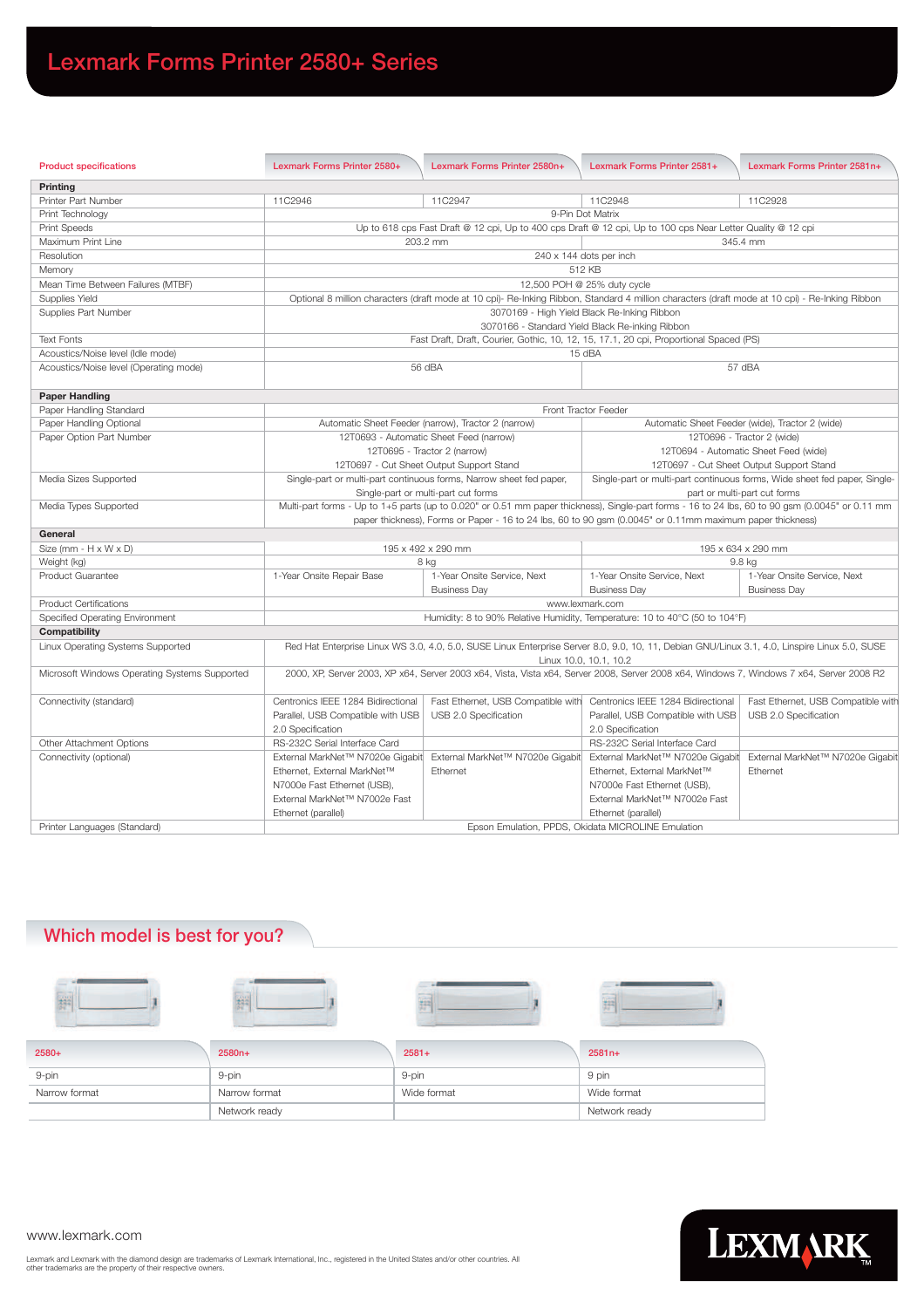# Lexmark Forms Printer 2580+ Series

| Product specifications | Lexmark Forms Printer 2580+ | Lexmark Forms Printer 2580n+ | Lexmark Forms Printer 2581+ | Lexmark Forms Printer 2581n+ |
|---|---|---|---|---|
| **Printing** | | | | |
| Printer Part Number | 11C2946 | 11C2947 | 11C2948 | 11C2928 |
| Print Technology | 9-Pin Dot Matrix | | | |
| Print Speeds | Up to 618 cps Fast Draft @ 12 cpi, Up to 400 cps Draft @ 12 cpi, Up to 100 cps Near Letter Quality @ 12 cpi | | | |
| Maximum Print Line | 203.2 mm | | 345.4 mm | |
| Resolution | 240 x 144 dots per inch | | | |
| Memory | 512 KB | | | |
| Mean Time Between Failures (MTBF) | 12,500 POH @ 25% duty cycle | | | |
| Supplies Yield | Optional 8 million characters (draft mode at 10 cpi)- Re-Inking Ribbon, Standard 4 million characters (draft mode at 10 cpi) - Re-Inking Ribbon | | | |
| Supplies Part Number | 3070169 - High Yield Black Re-Inking Ribbon<br>3070166 - Standard Yield Black Re-inking Ribbon | | | |
| Text Fonts | Fast Draft, Draft, Courier, Gothic, 10, 12, 15, 17.1, 20 cpi, Proportional Spaced (PS) | | | |
| Acoustics/Noise level (Idle mode) | 15 dBA | | | |
| Acoustics/Noise level (Operating mode) | 56 dBA | | 57 dBA | |
| **Paper Handling** | | | | |
| Paper Handling Standard | Front Tractor Feeder | | | |
| Paper Handling Optional | Automatic Sheet Feeder (narrow), Tractor 2 (narrow) | | Automatic Sheet Feeder (wide), Tractor 2 (wide) | |
| Paper Option Part Number | 12T0693 - Automatic Sheet Feed (narrow)<br>12T0695 - Tractor 2 (narrow)<br>12T0697 - Cut Sheet Output Support Stand | | 12T0696 - Tractor 2 (wide)<br>12T0694 - Automatic Sheet Feed (wide)<br>12T0697 - Cut Sheet Output Support Stand | |
| Media Sizes Supported | Single-part or multi-part continuous forms, Narrow sheet fed paper, Single-part or multi-part cut forms | | Single-part or multi-part continuous forms, Wide sheet fed paper, Single-part or multi-part cut forms | |
| Media Types Supported | Multi-part forms - Up to 1+5 parts (up to 0.020" or 0.51 mm paper thickness), Single-part forms - 16 to 24 lbs, 60 to 90 gsm (0.0045" or 0.11 mm paper thickness), Forms or Paper - 16 to 24 lbs, 60 to 90 gsm (0.0045" or 0.11mm maximum paper thickness) | | | |
| **General** | | | | |
| Size (mm - H x W x D) | 195 x 492 x 290 mm | | 195 x 634 x 290 mm | |
| Weight (kg) | 8 kg | | 9.8 kg | |
| Product Guarantee | 1-Year Onsite Repair Base | 1-Year Onsite Service, Next Business Day | 1-Year Onsite Service, Next Business Day | 1-Year Onsite Service, Next Business Day |
| Product Certifications | www.lexmark.com | | | |
| Specified Operating Environment | Humidity: 8 to 90% Relative Humidity, Temperature: 10 to 40°C (50 to 104°F) | | | |
| **Compatibility** | | | | |
| Linux Operating Systems Supported | Red Hat Enterprise Linux WS 3.0, 4.0, 5.0, SUSE Linux Enterprise Server 8.0, 9.0, 10, 11, Debian GNU/Linux 3.1, 4.0, Linspire Linux 5.0, SUSE Linux 10.0, 10.1, 10.2 | | | |
| Microsoft Windows Operating Systems Supported | 2000, XP, Server 2003, XP x64, Server 2003 x64, Vista, Vista x64, Server 2008, Server 2008 x64, Windows 7, Windows 7 x64, Server 2008 R2 | | | |
| Connectivity (standard) | Centronics IEEE 1284 Bidirectional Parallel, USB Compatible with USB 2.0 Specification | Fast Ethernet, USB Compatible with USB 2.0 Specification | Centronics IEEE 1284 Bidirectional Parallel, USB Compatible with USB 2.0 Specification | Fast Ethernet, USB Compatible with USB 2.0 Specification |
| Other Attachment Options | RS-232C Serial Interface Card | | RS-232C Serial Interface Card | |
| Connectivity (optional) | External MarkNet™ N7020e Gigabit Ethernet, External MarkNet™ N7000e Fast Ethernet (USB), External MarkNet™ N7002e Fast Ethernet (parallel) | External MarkNet™ N7020e Gigabit Ethernet | External MarkNet™ N7020e Gigabit Ethernet, External MarkNet™ N7000e Fast Ethernet (USB), External MarkNet™ N7002e Fast Ethernet (parallel) | External MarkNet™ N7020e Gigabit Ethernet |
| Printer Languages (Standard) | Epson Emulation, PPDS, Okidata MICROLINE Emulation | | | |

## Which model is best for you?

| 2580+ | 2580n+ | 2581+ | 2581n+ |
|---|---|---|---|
| 9-pin | 9-pin | 9-pin | 9 pin |
| Narrow format | Narrow format | Wide format | Wide format |
| | Network ready | | Network ready |

www.lexmark.com

Lexmark and Lexmark with the diamond design are trademarks of Lexmark International, Inc., registered in the United States and/or other countries. All other trademarks are the property of their respective owners.